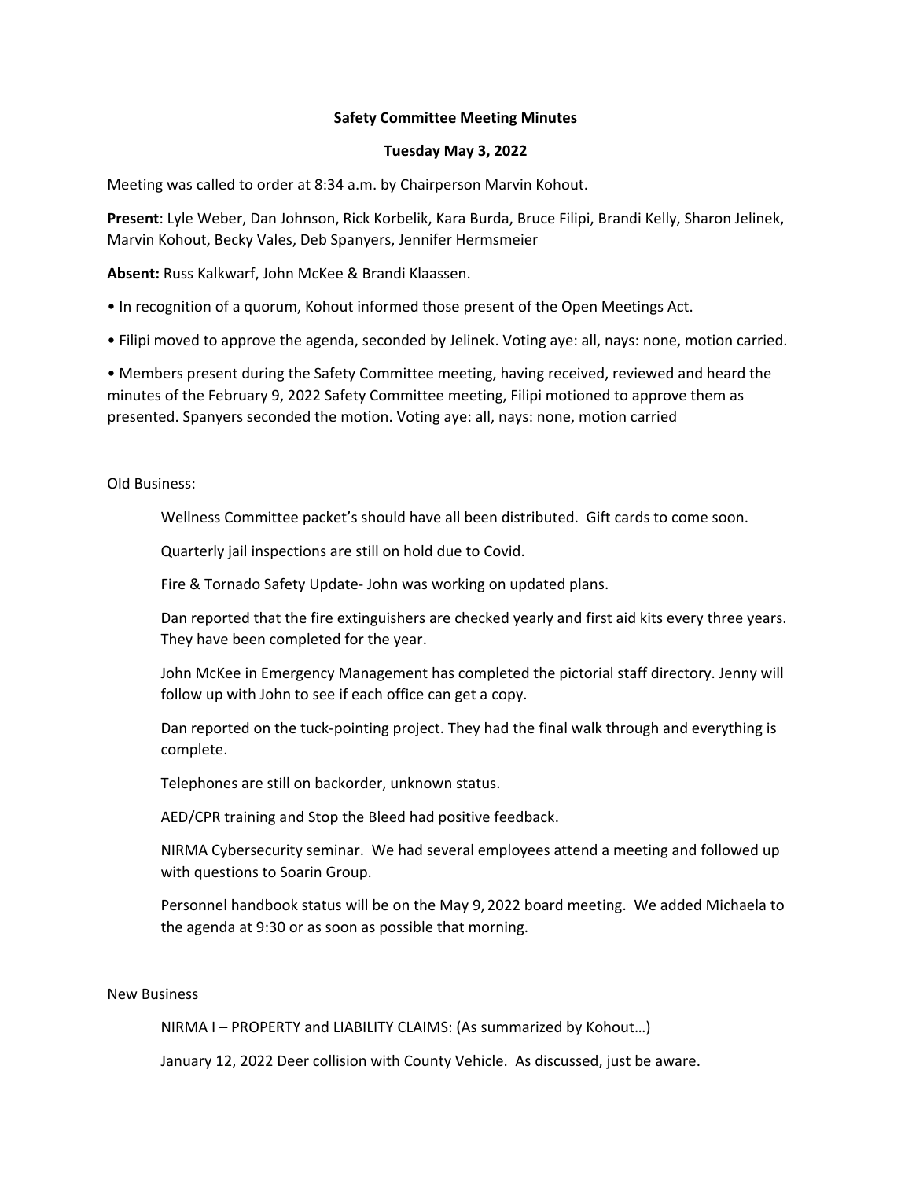**Safety Committee Meeting Minutes**

**Tuesday May 3, 2022**

Meeting was called to order at 8:34 a.m. by Chairperson Marvin Kohout.

**Present**: Lyle Weber, Dan Johnson, Rick Korbelik, Kara Burda, Bruce Filipi, Brandi Kelly, Sharon Jelinek, Marvin Kohout, Becky Vales, Deb Spanyers, Jennifer Hermsmeier

**Absent:** Russ Kalkwarf, John McKee & Brandi Klaassen.

- In recognition of a quorum, Kohout informed those present of the Open Meetings Act.
- Filipi moved to approve the agenda, seconded by Jelinek. Voting aye: all, nays: none, motion carried.
- Members present during the Safety Committee meeting, having received, reviewed and heard the minutes of the February 9, 2022 Safety Committee meeting, Filipi motioned to approve them as presented. Spanyers seconded the motion. Voting aye: all, nays: none, motion carried

Old Business:

Wellness Committee packet's should have all been distributed. Gift cards to come soon.

Quarterly jail inspections are still on hold due to Covid.

Fire & Tornado Safety Update- John was working on updated plans.

Dan reported that the fire extinguishers are checked yearly and first aid kits every three years. They have been completed for the year.

John McKee in Emergency Management has completed the pictorial staff directory. Jenny will follow up with John to see if each office can get a copy.

Dan reported on the tuck-pointing project. They had the final walk through and everything is complete.

Telephones are still on backorder, unknown status.

AED/CPR training and Stop the Bleed had positive feedback.

NIRMA Cybersecurity seminar. We had several employees attend a meeting and followed up with questions to Soarin Group.

Personnel handbook status will be on the May 9, 2022 board meeting. We added Michaela to the agenda at 9:30 or as soon as possible that morning.

New Business

NIRMA I – PROPERTY and LIABILITY CLAIMS: (As summarized by Kohout…)

January 12, 2022 Deer collision with County Vehicle. As discussed, just be aware.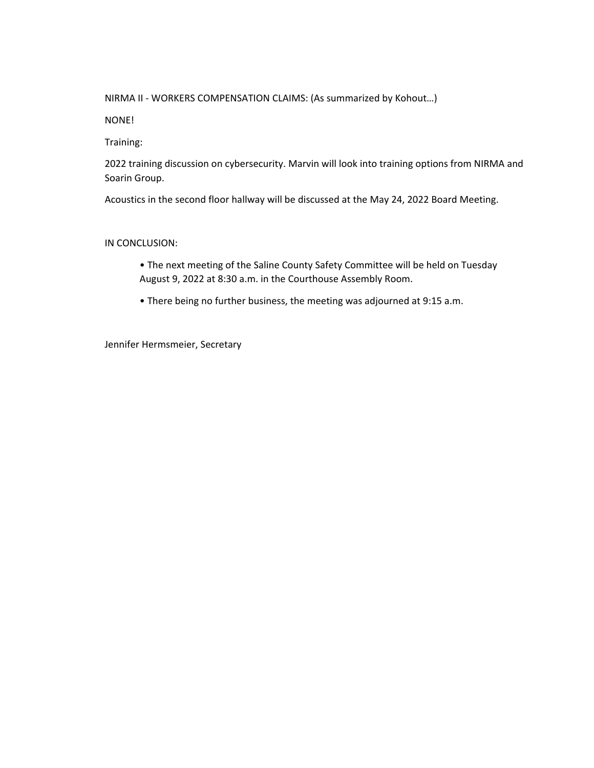NIRMA II - WORKERS COMPENSATION CLAIMS: (As summarized by Kohout…)

NONE!

Training:

2022 training discussion on cybersecurity. Marvin will look into training options from NIRMA and Soarin Group.

Acoustics in the second floor hallway will be discussed at the May 24, 2022 Board Meeting.

IN CONCLUSION:

- The next meeting of the Saline County Safety Committee will be held on Tuesday August 9, 2022 at 8:30 a.m. in the Courthouse Assembly Room.
- There being no further business, the meeting was adjourned at 9:15 a.m.

Jennifer Hermsmeier, Secretary